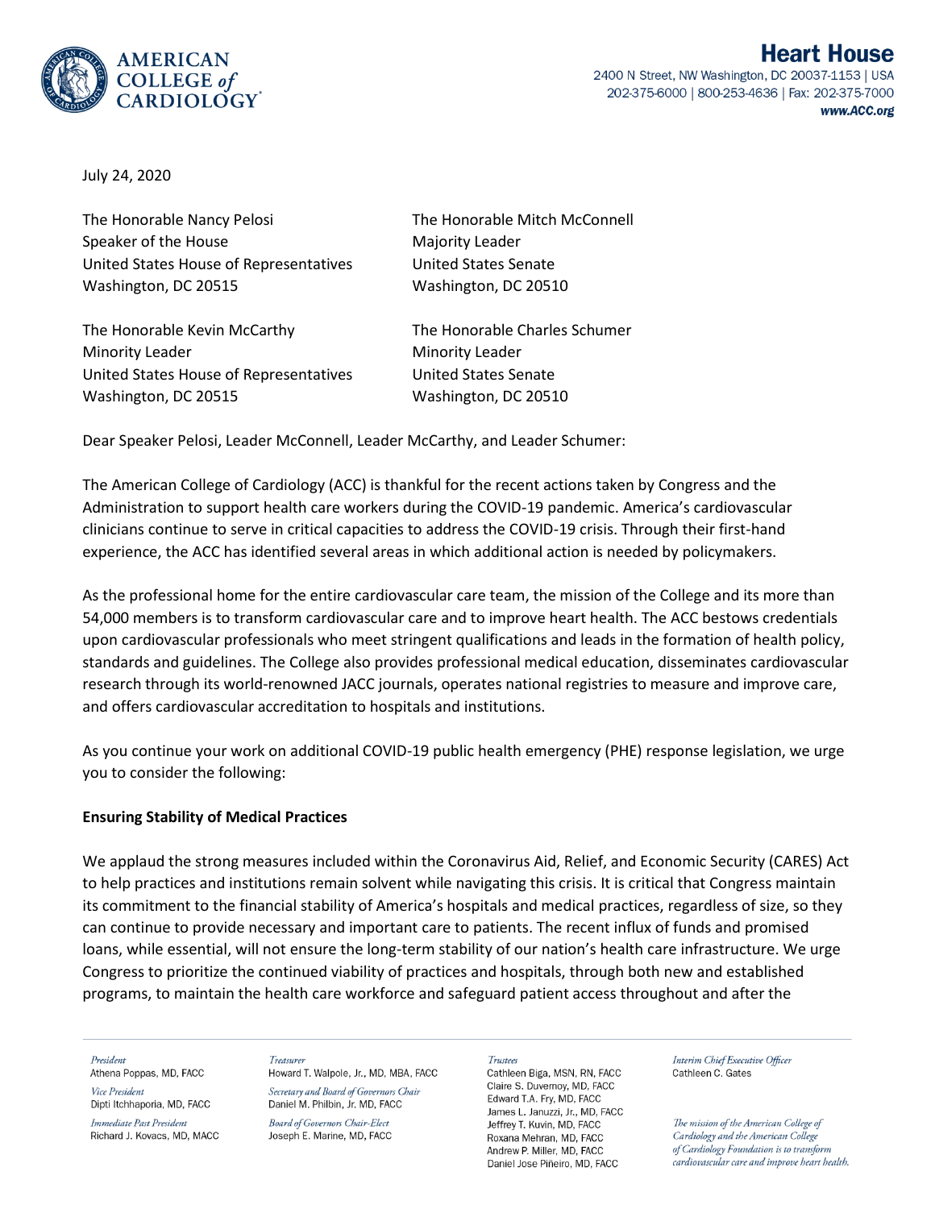**AMERICAN COLLEGE of CARDIOLOGY**

**Heart House**
2400 N Street, NW Washington, DC 20037-1153 | USA
202-375-6000 | 800-253-4636 | Fax: 202-375-7000
www.ACC.org

July 24, 2020

The Honorable Nancy Pelosi
Speaker of the House
United States House of Representatives
Washington, DC 20515

The Honorable Mitch McConnell
Majority Leader
United States Senate
Washington, DC 20510

The Honorable Kevin McCarthy
Minority Leader
United States House of Representatives
Washington, DC 20515

The Honorable Charles Schumer
Minority Leader
United States Senate
Washington, DC 20510

Dear Speaker Pelosi, Leader McConnell, Leader McCarthy, and Leader Schumer:

The American College of Cardiology (ACC) is thankful for the recent actions taken by Congress and the Administration to support health care workers during the COVID-19 pandemic. America's cardiovascular clinicians continue to serve in critical capacities to address the COVID-19 crisis. Through their first-hand experience, the ACC has identified several areas in which additional action is needed by policymakers.

As the professional home for the entire cardiovascular care team, the mission of the College and its more than 54,000 members is to transform cardiovascular care and to improve heart health. The ACC bestows credentials upon cardiovascular professionals who meet stringent qualifications and leads in the formation of health policy, standards and guidelines. The College also provides professional medical education, disseminates cardiovascular research through its world-renowned JACC journals, operates national registries to measure and improve care, and offers cardiovascular accreditation to hospitals and institutions.

As you continue your work on additional COVID-19 public health emergency (PHE) response legislation, we urge you to consider the following:

**Ensuring Stability of Medical Practices**

We applaud the strong measures included within the Coronavirus Aid, Relief, and Economic Security (CARES) Act to help practices and institutions remain solvent while navigating this crisis. It is critical that Congress maintain its commitment to the financial stability of America's hospitals and medical practices, regardless of size, so they can continue to provide necessary and important care to patients. The recent influx of funds and promised loans, while essential, will not ensure the long-term stability of our nation's health care infrastructure. We urge Congress to prioritize the continued viability of practices and hospitals, through both new and established programs, to maintain the health care workforce and safeguard patient access throughout and after the

*President*
Athena Poppas, MD, FACC

*Vice President*
Dipti Itchhaporia, MD, FACC

*Immediate Past President*
Richard J. Kovacs, MD, MACC

*Treasurer*
Howard T. Walpole, Jr., MD, MBA, FACC

*Secretary and Board of Governors Chair*
Daniel M. Philbin, Jr. MD, FACC

*Board of Governors Chair-Elect*
Joseph E. Marine, MD, FACC

*Trustees*
Cathleen Biga, MSN, RN, FACC
Claire S. Duvernoy, MD, FACC
Edward T.A. Fry, MD, FACC
James L. Januzzi, Jr., MD, FACC
Jeffrey T. Kuvin, MD, FACC
Roxana Mehran, MD, FACC
Andrew P. Miller, MD, FACC
Daniel Jose Piñeiro, MD, FACC

*Interim Chief Executive Officer*
Cathleen C. Gates

*The mission of the American College of Cardiology and the American College of Cardiology Foundation is to transform cardiovascular care and improve heart health.*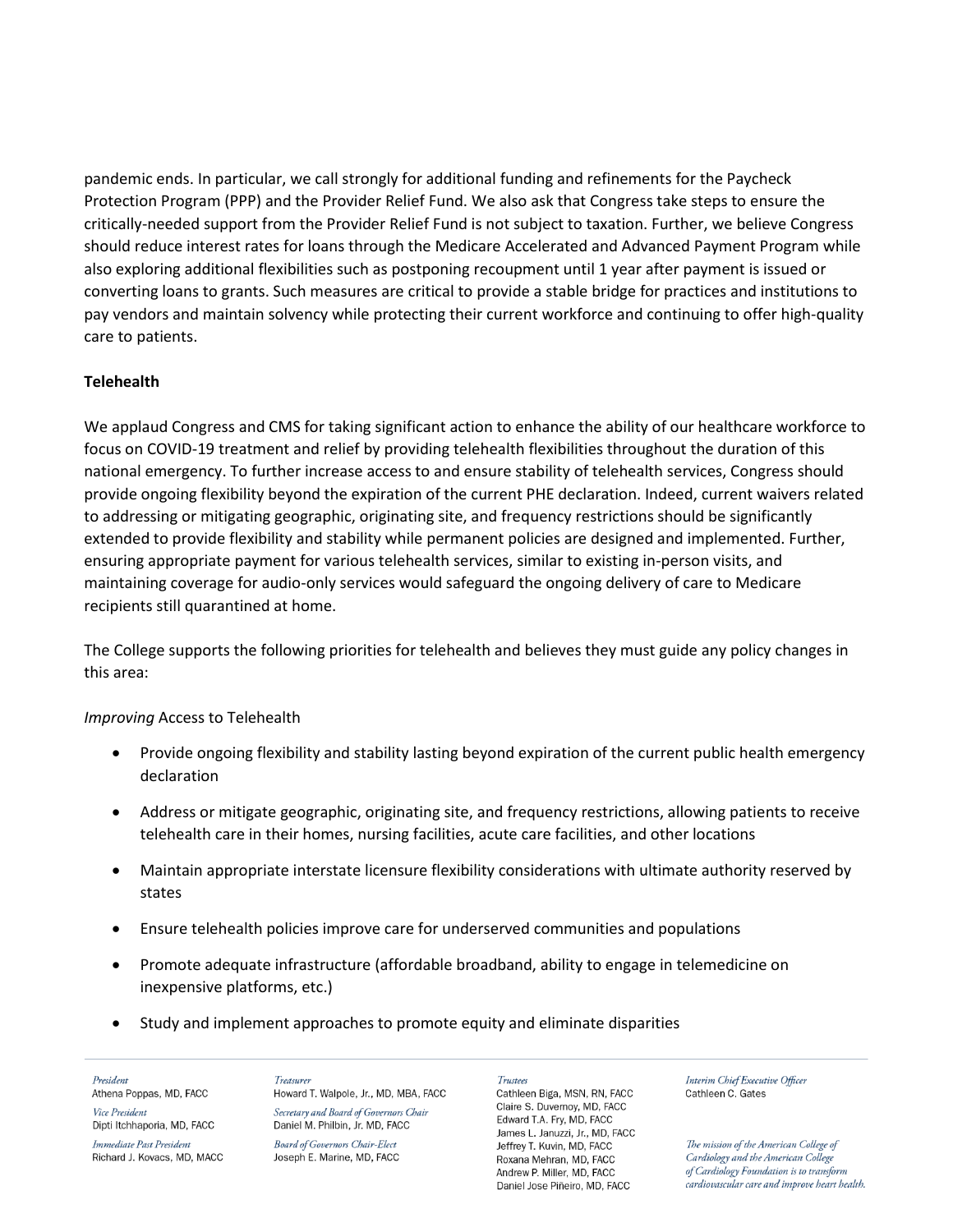pandemic ends. In particular, we call strongly for additional funding and refinements for the Paycheck Protection Program (PPP) and the Provider Relief Fund. We also ask that Congress take steps to ensure the critically-needed support from the Provider Relief Fund is not subject to taxation. Further, we believe Congress should reduce interest rates for loans through the Medicare Accelerated and Advanced Payment Program while also exploring additional flexibilities such as postponing recoupment until 1 year after payment is issued or converting loans to grants. Such measures are critical to provide a stable bridge for practices and institutions to pay vendors and maintain solvency while protecting their current workforce and continuing to offer high-quality care to patients.

**Telehealth**

We applaud Congress and CMS for taking significant action to enhance the ability of our healthcare workforce to focus on COVID-19 treatment and relief by providing telehealth flexibilities throughout the duration of this national emergency. To further increase access to and ensure stability of telehealth services, Congress should provide ongoing flexibility beyond the expiration of the current PHE declaration. Indeed, current waivers related to addressing or mitigating geographic, originating site, and frequency restrictions should be significantly extended to provide flexibility and stability while permanent policies are designed and implemented. Further, ensuring appropriate payment for various telehealth services, similar to existing in-person visits, and maintaining coverage for audio-only services would safeguard the ongoing delivery of care to Medicare recipients still quarantined at home.

The College supports the following priorities for telehealth and believes they must guide any policy changes in this area:

*Improving* Access to Telehealth

- Provide ongoing flexibility and stability lasting beyond expiration of the current public health emergency declaration
- Address or mitigate geographic, originating site, and frequency restrictions, allowing patients to receive telehealth care in their homes, nursing facilities, acute care facilities, and other locations
- Maintain appropriate interstate licensure flexibility considerations with ultimate authority reserved by states
- Ensure telehealth policies improve care for underserved communities and populations
- Promote adequate infrastructure (affordable broadband, ability to engage in telemedicine on inexpensive platforms, etc.)
- Study and implement approaches to promote equity and eliminate disparities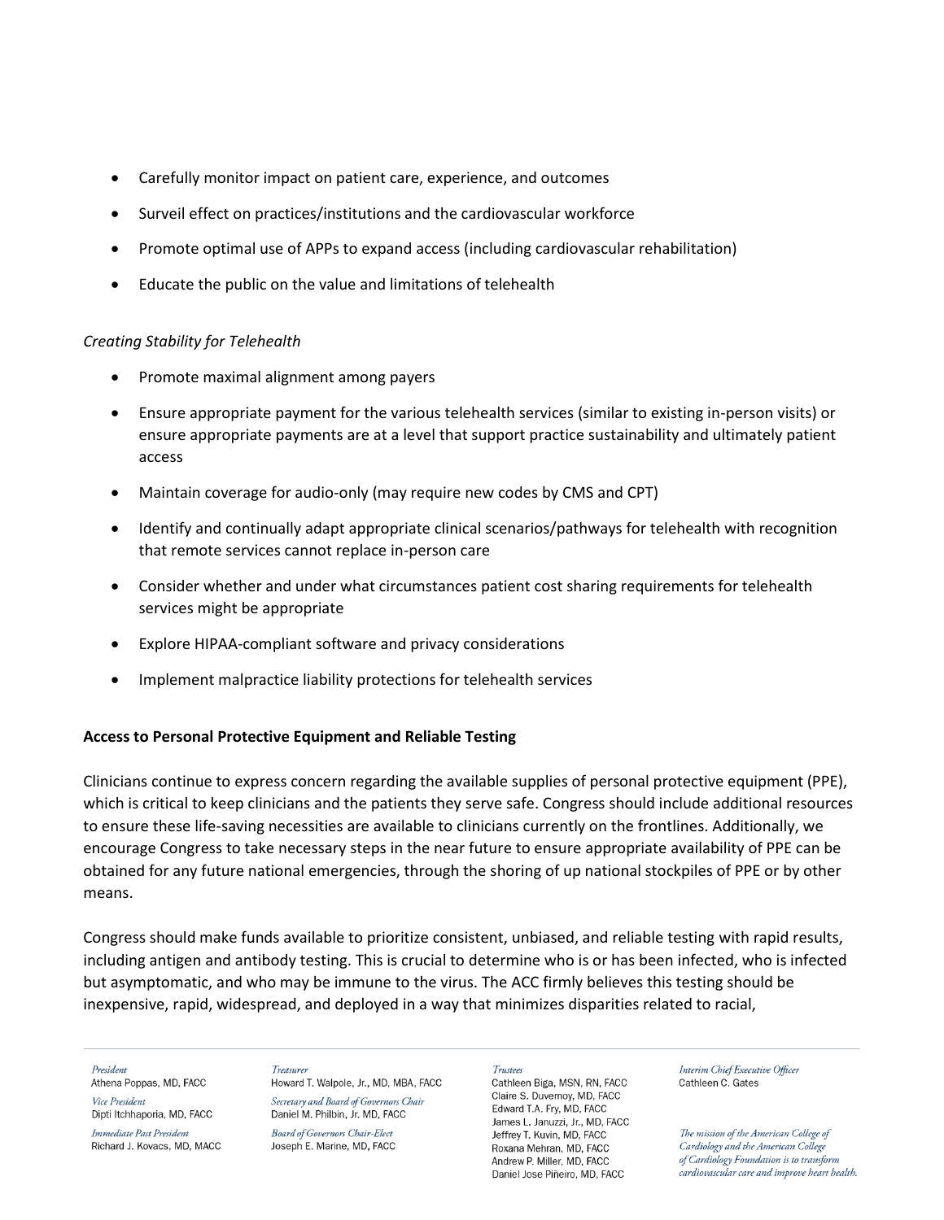- Carefully monitor impact on patient care, experience, and outcomes
- Surveil effect on practices/institutions and the cardiovascular workforce
- Promote optimal use of APPs to expand access (including cardiovascular rehabilitation)
- Educate the public on the value and limitations of telehealth

*Creating Stability for Telehealth*

- Promote maximal alignment among payers
- Ensure appropriate payment for the various telehealth services (similar to existing in-person visits) or ensure appropriate payments are at a level that support practice sustainability and ultimately patient access
- Maintain coverage for audio-only (may require new codes by CMS and CPT)
- Identify and continually adapt appropriate clinical scenarios/pathways for telehealth with recognition that remote services cannot replace in-person care
- Consider whether and under what circumstances patient cost sharing requirements for telehealth services might be appropriate
- Explore HIPAA-compliant software and privacy considerations
- Implement malpractice liability protections for telehealth services

**Access to Personal Protective Equipment and Reliable Testing**

Clinicians continue to express concern regarding the available supplies of personal protective equipment (PPE), which is critical to keep clinicians and the patients they serve safe. Congress should include additional resources to ensure these life-saving necessities are available to clinicians currently on the frontlines. Additionally, we encourage Congress to take necessary steps in the near future to ensure appropriate availability of PPE can be obtained for any future national emergencies, through the shoring of up national stockpiles of PPE or by other means.

Congress should make funds available to prioritize consistent, unbiased, and reliable testing with rapid results, including antigen and antibody testing. This is crucial to determine who is or has been infected, who is infected but asymptomatic, and who may be immune to the virus. The ACC firmly believes this testing should be inexpensive, rapid, widespread, and deployed in a way that minimizes disparities related to racial,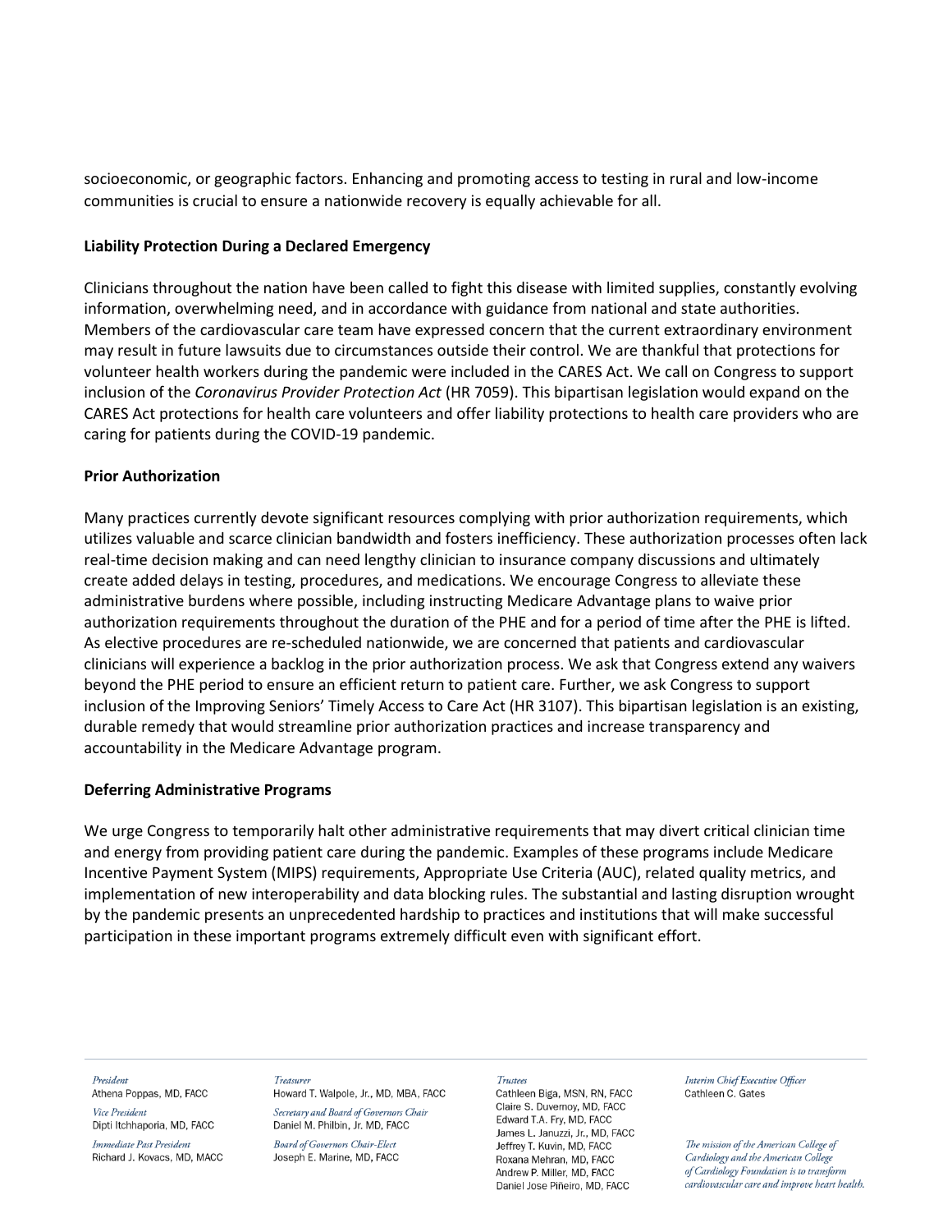socioeconomic, or geographic factors. Enhancing and promoting access to testing in rural and low-income communities is crucial to ensure a nationwide recovery is equally achievable for all.

**Liability Protection During a Declared Emergency**

Clinicians throughout the nation have been called to fight this disease with limited supplies, constantly evolving information, overwhelming need, and in accordance with guidance from national and state authorities. Members of the cardiovascular care team have expressed concern that the current extraordinary environment may result in future lawsuits due to circumstances outside their control. We are thankful that protections for volunteer health workers during the pandemic were included in the CARES Act. We call on Congress to support inclusion of the *Coronavirus Provider Protection Act* (HR 7059). This bipartisan legislation would expand on the CARES Act protections for health care volunteers and offer liability protections to health care providers who are caring for patients during the COVID-19 pandemic.

**Prior Authorization**

Many practices currently devote significant resources complying with prior authorization requirements, which utilizes valuable and scarce clinician bandwidth and fosters inefficiency. These authorization processes often lack real-time decision making and can need lengthy clinician to insurance company discussions and ultimately create added delays in testing, procedures, and medications. We encourage Congress to alleviate these administrative burdens where possible, including instructing Medicare Advantage plans to waive prior authorization requirements throughout the duration of the PHE and for a period of time after the PHE is lifted. As elective procedures are re-scheduled nationwide, we are concerned that patients and cardiovascular clinicians will experience a backlog in the prior authorization process. We ask that Congress extend any waivers beyond the PHE period to ensure an efficient return to patient care. Further, we ask Congress to support inclusion of the Improving Seniors' Timely Access to Care Act (HR 3107). This bipartisan legislation is an existing, durable remedy that would streamline prior authorization practices and increase transparency and accountability in the Medicare Advantage program.

**Deferring Administrative Programs**

We urge Congress to temporarily halt other administrative requirements that may divert critical clinician time and energy from providing patient care during the pandemic. Examples of these programs include Medicare Incentive Payment System (MIPS) requirements, Appropriate Use Criteria (AUC), related quality metrics, and implementation of new interoperability and data blocking rules. The substantial and lasting disruption wrought by the pandemic presents an unprecedented hardship to practices and institutions that will make successful participation in these important programs extremely difficult even with significant effort.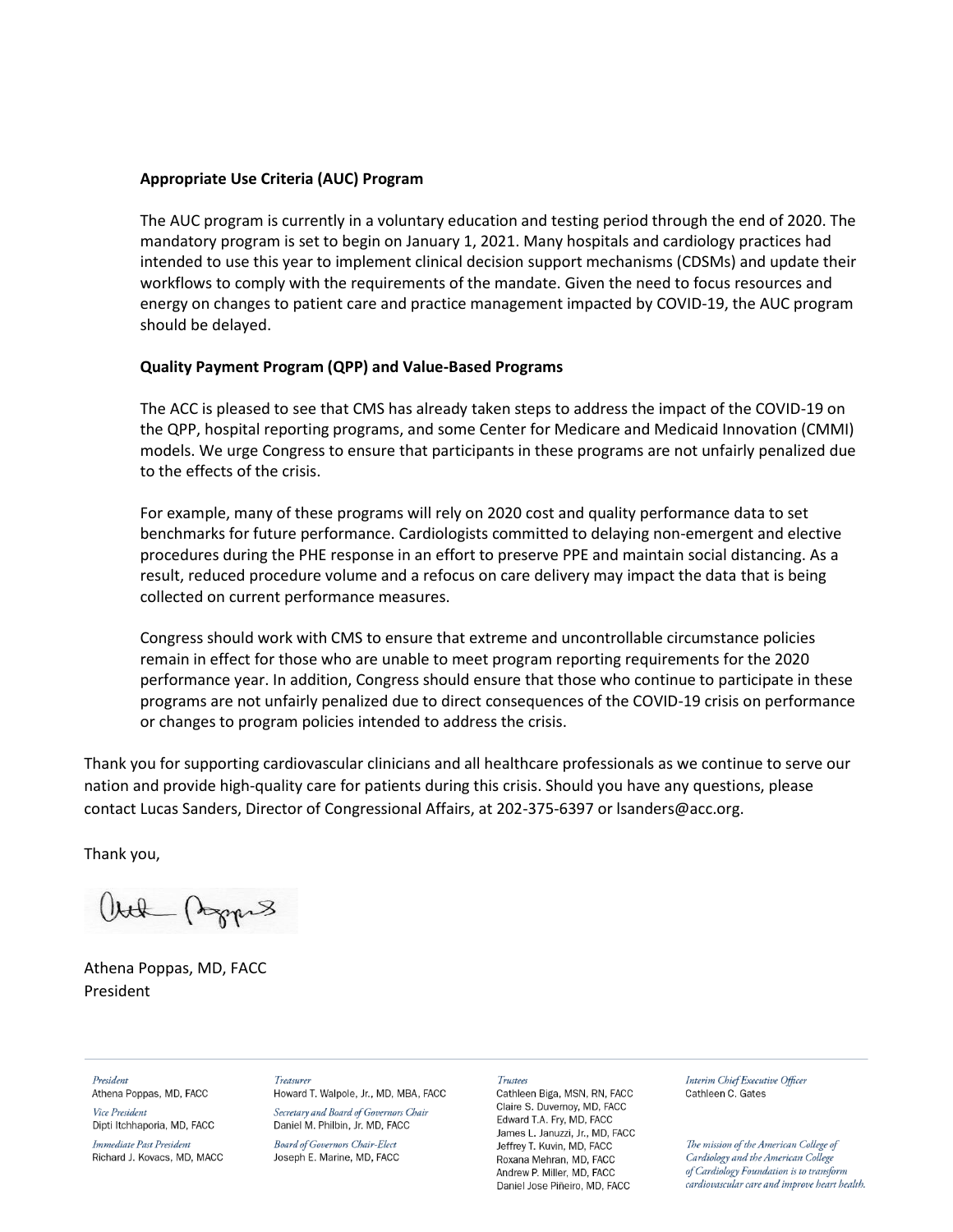**Appropriate Use Criteria (AUC) Program**

The AUC program is currently in a voluntary education and testing period through the end of 2020. The mandatory program is set to begin on January 1, 2021. Many hospitals and cardiology practices had intended to use this year to implement clinical decision support mechanisms (CDSMs) and update their workflows to comply with the requirements of the mandate. Given the need to focus resources and energy on changes to patient care and practice management impacted by COVID-19, the AUC program should be delayed.

**Quality Payment Program (QPP) and Value-Based Programs**

The ACC is pleased to see that CMS has already taken steps to address the impact of the COVID-19 on the QPP, hospital reporting programs, and some Center for Medicare and Medicaid Innovation (CMMI) models. We urge Congress to ensure that participants in these programs are not unfairly penalized due to the effects of the crisis.

For example, many of these programs will rely on 2020 cost and quality performance data to set benchmarks for future performance. Cardiologists committed to delaying non-emergent and elective procedures during the PHE response in an effort to preserve PPE and maintain social distancing. As a result, reduced procedure volume and a refocus on care delivery may impact the data that is being collected on current performance measures.

Congress should work with CMS to ensure that extreme and uncontrollable circumstance policies remain in effect for those who are unable to meet program reporting requirements for the 2020 performance year. In addition, Congress should ensure that those who continue to participate in these programs are not unfairly penalized due to direct consequences of the COVID-19 crisis on performance or changes to program policies intended to address the crisis.

Thank you for supporting cardiovascular clinicians and all healthcare professionals as we continue to serve our nation and provide high-quality care for patients during this crisis. Should you have any questions, please contact Lucas Sanders, Director of Congressional Affairs, at 202-375-6397 or lsanders@acc.org.

Thank you,

Athena Poppas, MD, FACC
President

*President*
Athena Poppas, MD, FACC

*Vice President*
Dipti Itchhaporia, MD, FACC

*Immediate Past President*
Richard J. Kovacs, MD, MACC

*Treasurer*
Howard T. Walpole, Jr., MD, MBA, FACC

*Secretary and Board of Governors Chair*
Daniel M. Philbin, Jr. MD, FACC

*Board of Governors Chair-Elect*
Joseph E. Marine, MD, FACC

*Trustees*
Cathleen Biga, MSN, RN, FACC
Claire S. Duvernoy, MD, FACC
Edward T.A. Fry, MD, FACC
James L. Januzzi, Jr., MD, FACC
Jeffrey T. Kuvin, MD, FACC
Roxana Mehran, MD, FACC
Andrew P. Miller, MD, FACC
Daniel Jose Piñeiro, MD, FACC

*Interim Chief Executive Officer*
Cathleen C. Gates

*The mission of the American College of Cardiology and the American College of Cardiology Foundation is to transform cardiovascular care and improve heart health.*